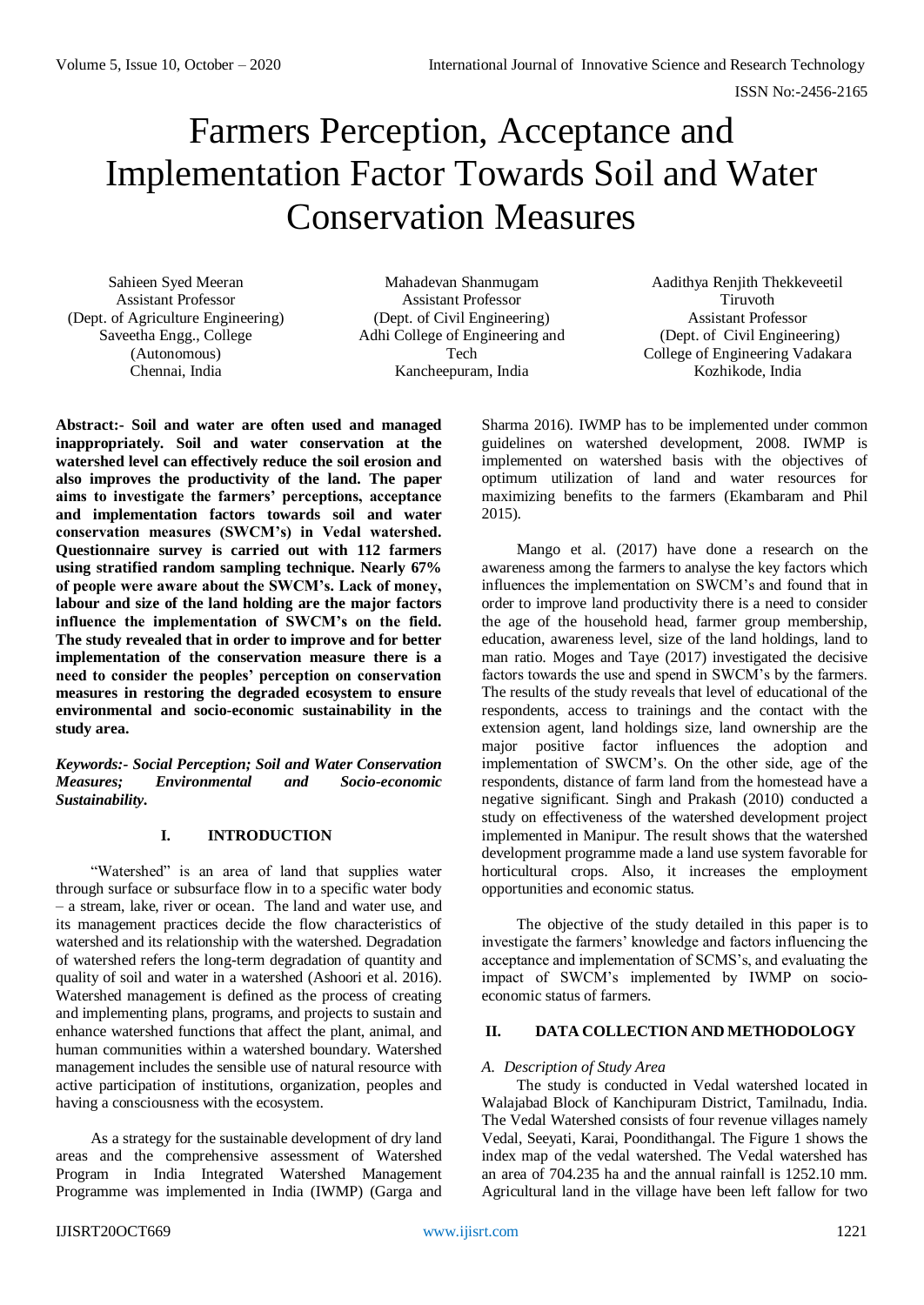# Farmers Perception, Acceptance and Implementation Factor Towards Soil and Water Conservation Measures

Sahieen Syed Meeran
Assistant Professor
(Dept. of Agriculture Engineering)
Saveetha Engg., College (Autonomous)
Chennai, India

Mahadevan Shanmugam
Assistant Professor
(Dept. of Civil Engineering)
Adhi College of Engineering and Tech
Kancheepuram, India

Aadithya Renjith Thekkeveetil Tiruvoth
Assistant Professor
(Dept. of Civil Engineering)
College of Engineering Vadakara
Kozhikode, India

**Abstract:- Soil and water are often used and managed inappropriately. Soil and water conservation at the watershed level can effectively reduce the soil erosion and also improves the productivity of the land. The paper aims to investigate the farmers' perceptions, acceptance and implementation factors towards soil and water conservation measures (SWCM's) in Vedal watershed. Questionnaire survey is carried out with 112 farmers using stratified random sampling technique. Nearly 67% of people were aware about the SWCM's. Lack of money, labour and size of the land holding are the major factors influence the implementation of SWCM's on the field. The study revealed that in order to improve and for better implementation of the conservation measure there is a need to consider the peoples' perception on conservation measures in restoring the degraded ecosystem to ensure environmental and socio-economic sustainability in the study area.**

***Keywords:- Social Perception; Soil and Water Conservation Measures; Environmental and Socio-economic Sustainability.***

## I. INTRODUCTION

"Watershed" is an area of land that supplies water through surface or subsurface flow in to a specific water body – a stream, lake, river or ocean. The land and water use, and its management practices decide the flow characteristics of watershed and its relationship with the watershed. Degradation of watershed refers the long-term degradation of quantity and quality of soil and water in a watershed (Ashoori et al. 2016). Watershed management is defined as the process of creating and implementing plans, programs, and projects to sustain and enhance watershed functions that affect the plant, animal, and human communities within a watershed boundary. Watershed management includes the sensible use of natural resource with active participation of institutions, organization, peoples and having a consciousness with the ecosystem.

As a strategy for the sustainable development of dry land areas and the comprehensive assessment of Watershed Program in India Integrated Watershed Management Programme was implemented in India (IWMP) (Garga and Sharma 2016). IWMP has to be implemented under common guidelines on watershed development, 2008. IWMP is implemented on watershed basis with the objectives of optimum utilization of land and water resources for maximizing benefits to the farmers (Ekambaram and Phil 2015).

Mango et al. (2017) have done a research on the awareness among the farmers to analyse the key factors which influences the implementation on SWCM's and found that in order to improve land productivity there is a need to consider the age of the household head, farmer group membership, education, awareness level, size of the land holdings, land to man ratio. Moges and Taye (2017) investigated the decisive factors towards the use and spend in SWCM's by the farmers. The results of the study reveals that level of educational of the respondents, access to trainings and the contact with the extension agent, land holdings size, land ownership are the major positive factor influences the adoption and implementation of SWCM's. On the other side, age of the respondents, distance of farm land from the homestead have a negative significant. Singh and Prakash (2010) conducted a study on effectiveness of the watershed development project implemented in Manipur. The result shows that the watershed development programme made a land use system favorable for horticultural crops. Also, it increases the employment opportunities and economic status.

The objective of the study detailed in this paper is to investigate the farmers' knowledge and factors influencing the acceptance and implementation of SCMS's, and evaluating the impact of SWCM's implemented by IWMP on socio-economic status of farmers.

## II. DATA COLLECTION AND METHODOLOGY

### *A. Description of Study Area*

The study is conducted in Vedal watershed located in Walajabad Block of Kanchipuram District, Tamilnadu, India. The Vedal Watershed consists of four revenue villages namely Vedal, Seeyati, Karai, Poondithangal. The Figure 1 shows the index map of the vedal watershed. The Vedal watershed has an area of 704.235 ha and the annual rainfall is 1252.10 mm. Agricultural land in the village have been left fallow for two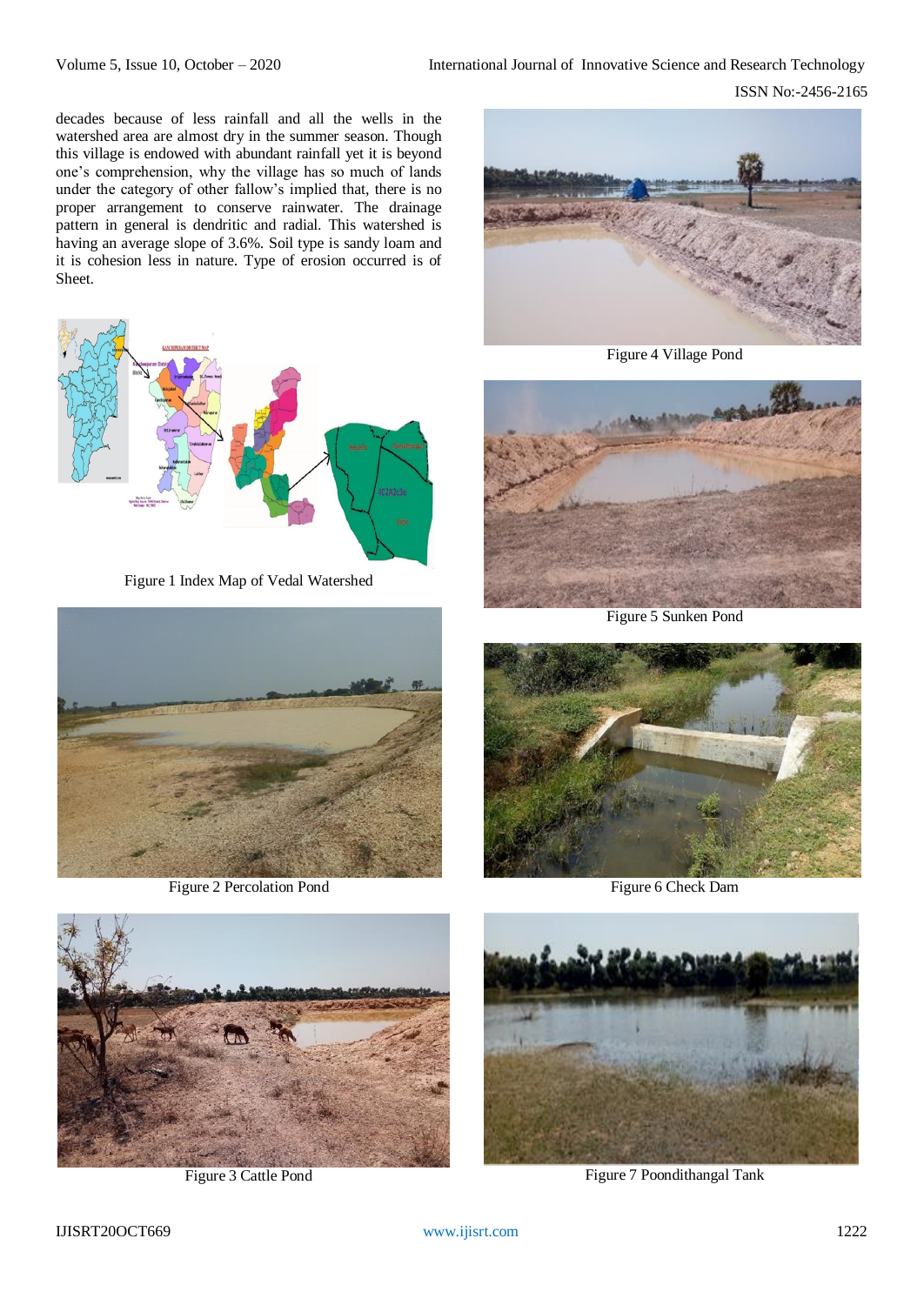decades because of less rainfall and all the wells in the watershed area are almost dry in the summer season. Though this village is endowed with abundant rainfall yet it is beyond one's comprehension, why the village has so much of lands under the category of other fallow's implied that, there is no proper arrangement to conserve rainwater. The drainage pattern in general is dendritic and radial. This watershed is having an average slope of 3.6%. Soil type is sandy loam and it is cohesion less in nature. Type of erosion occurred is of Sheet.

Figure 1 Index Map of Vedal Watershed

Figure 2 Percolation Pond

Figure 3 Cattle Pond

Figure 4 Village Pond

Figure 5 Sunken Pond

Figure 6 Check Dam

Figure 7 Poondithangal Tank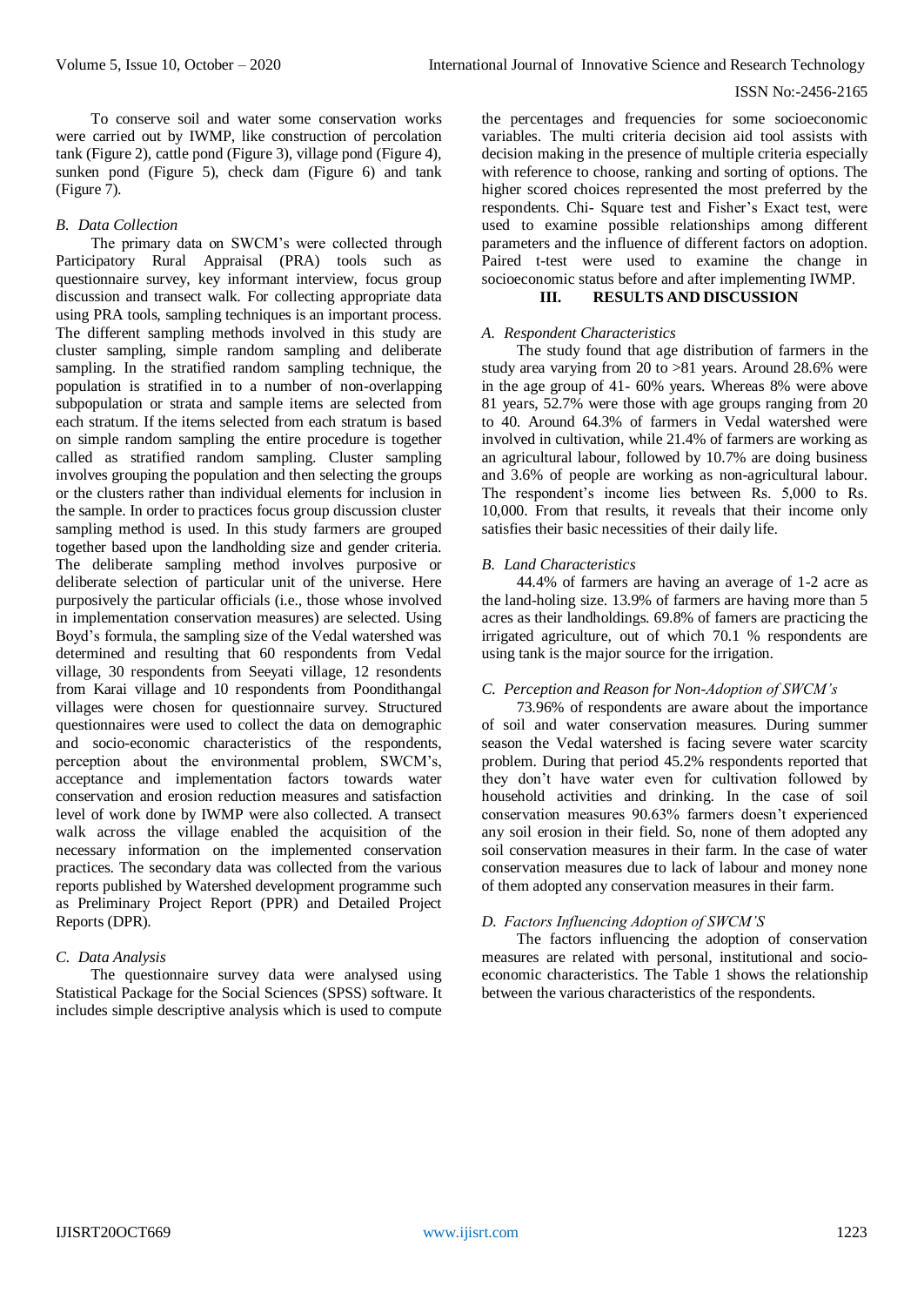To conserve soil and water some conservation works were carried out by IWMP, like construction of percolation tank (Figure 2), cattle pond (Figure 3), village pond (Figure 4), sunken pond (Figure 5), check dam (Figure 6) and tank (Figure 7).

### *B. Data Collection*

The primary data on SWCM's were collected through Participatory Rural Appraisal (PRA) tools such as questionnaire survey, key informant interview, focus group discussion and transect walk. For collecting appropriate data using PRA tools, sampling techniques is an important process. The different sampling methods involved in this study are cluster sampling, simple random sampling and deliberate sampling. In the stratified random sampling technique, the population is stratified in to a number of non-overlapping subpopulation or strata and sample items are selected from each stratum. If the items selected from each stratum is based on simple random sampling the entire procedure is together called as stratified random sampling. Cluster sampling involves grouping the population and then selecting the groups or the clusters rather than individual elements for inclusion in the sample. In order to practices focus group discussion cluster sampling method is used. In this study farmers are grouped together based upon the landholding size and gender criteria. The deliberate sampling method involves purposive or deliberate selection of particular unit of the universe. Here purposively the particular officials (i.e., those whose involved in implementation conservation measures) are selected. Using Boyd's formula, the sampling size of the Vedal watershed was determined and resulting that 60 respondents from Vedal village, 30 respondents from Seeyati village, 12 resondents from Karai village and 10 respondents from Poondithangal villages were chosen for questionnaire survey. Structured questionnaires were used to collect the data on demographic and socio-economic characteristics of the respondents, perception about the environmental problem, SWCM's, acceptance and implementation factors towards water conservation and erosion reduction measures and satisfaction level of work done by IWMP were also collected. A transect walk across the village enabled the acquisition of the necessary information on the implemented conservation practices. The secondary data was collected from the various reports published by Watershed development programme such as Preliminary Project Report (PPR) and Detailed Project Reports (DPR).

### *C. Data Analysis*

The questionnaire survey data were analysed using Statistical Package for the Social Sciences (SPSS) software. It includes simple descriptive analysis which is used to compute the percentages and frequencies for some socioeconomic variables. The multi criteria decision aid tool assists with decision making in the presence of multiple criteria especially with reference to choose, ranking and sorting of options. The higher scored choices represented the most preferred by the respondents. Chi- Square test and Fisher's Exact test, were used to examine possible relationships among different parameters and the influence of different factors on adoption. Paired t-test were used to examine the change in socioeconomic status before and after implementing IWMP.

## III. RESULTS AND DISCUSSION

### *A. Respondent Characteristics*

The study found that age distribution of farmers in the study area varying from 20 to >81 years. Around 28.6% were in the age group of 41- 60% years. Whereas 8% were above 81 years, 52.7% were those with age groups ranging from 20 to 40. Around 64.3% of farmers in Vedal watershed were involved in cultivation, while 21.4% of farmers are working as an agricultural labour, followed by 10.7% are doing business and 3.6% of people are working as non-agricultural labour. The respondent's income lies between Rs. 5,000 to Rs. 10,000. From that results, it reveals that their income only satisfies their basic necessities of their daily life.

### *B. Land Characteristics*

44.4% of farmers are having an average of 1-2 acre as the land-holing size. 13.9% of farmers are having more than 5 acres as their landholdings. 69.8% of famers are practicing the irrigated agriculture, out of which 70.1 % respondents are using tank is the major source for the irrigation.

### *C. Perception and Reason for Non-Adoption of SWCM's*

73.96% of respondents are aware about the importance of soil and water conservation measures. During summer season the Vedal watershed is facing severe water scarcity problem. During that period 45.2% respondents reported that they don't have water even for cultivation followed by household activities and drinking. In the case of soil conservation measures 90.63% farmers doesn't experienced any soil erosion in their field. So, none of them adopted any soil conservation measures in their farm. In the case of water conservation measures due to lack of labour and money none of them adopted any conservation measures in their farm.

### *D. Factors Influencing Adoption of SWCM'S*

The factors influencing the adoption of conservation measures are related with personal, institutional and socio-economic characteristics. The Table 1 shows the relationship between the various characteristics of the respondents.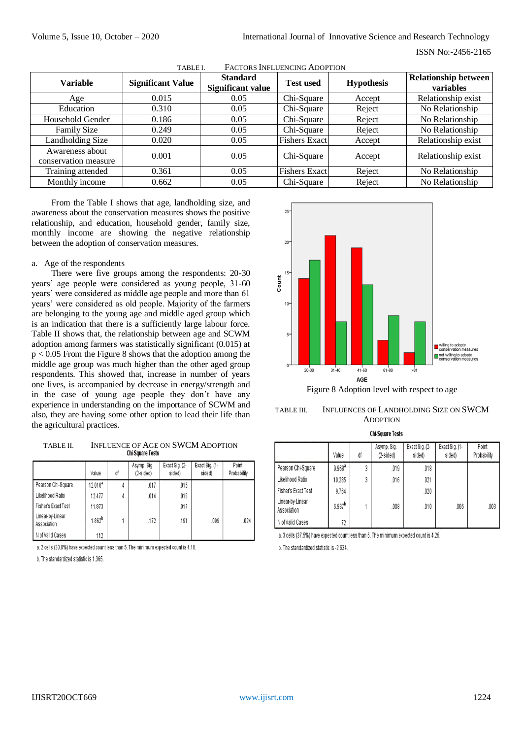TABLE I. FACTORS INFLUENCING ADOPTION

| Variable | Significant Value | Standard Significant value | Test used | Hypothesis | Relationship between variables |
|---|---|---|---|---|---|
| Age | 0.015 | 0.05 | Chi-Square | Accept | Relationship exist |
| Education | 0.310 | 0.05 | Chi-Square | Reject | No Relationship |
| Household Gender | 0.186 | 0.05 | Chi-Square | Reject | No Relationship |
| Family Size | 0.249 | 0.05 | Chi-Square | Reject | No Relationship |
| Landholding Size | 0.020 | 0.05 | Fishers Exact | Accept | Relationship exist |
| Awareness about conservation measure | 0.001 | 0.05 | Chi-Square | Accept | Relationship exist |
| Training attended | 0.361 | 0.05 | Fishers Exact | Reject | No Relationship |
| Monthly income | 0.662 | 0.05 | Chi-Square | Reject | No Relationship |

From the Table I shows that age, landholding size, and awareness about the conservation measures shows the positive relationship, and education, household gender, family size, monthly income are showing the negative relationship between the adoption of conservation measures.

a. Age of the respondents

There were five groups among the respondents: 20-30 years' age people were considered as young people, 31-60 years' were considered as middle age people and more than 61 years' were considered as old people. Majority of the farmers are belonging to the young age and middle aged group which is an indication that there is a sufficiently large labour force. Table II shows that, the relationship between age and SCWM adoption among farmers was statistically significant (0.015) at $p < 0.05$ From the Figure 8 shows that the adoption among the middle age group was much higher than the other aged group respondents. This showed that, increase in number of years one lives, is accompanied by decrease in energy/strength and in the case of young age people they don't have any experience in understanding on the importance of SCWM and also, they are having some other option to lead their life than the agricultural practices.

TABLE II. INFLUENCE OF AGE ON SWCM ADOPTION

Chi-Square Tests

| | Value | df | Asymp. Sig. (2-sided) | Exact Sig. (2-sided) | Exact Sig. (1-sided) | Point Probability |
|---|---|---|---|---|---|---|
| Pearson Chi-Square | 12.016[a] | 4 | .017 | .015 | | |
| Likelihood Ratio | 12.477 | 4 | .014 | .018 | | |
| Fisher's Exact Test | 11.873 | | | .017 | | |
| Linear-by-Linear Association | 1.862[b] | 1 | .172 | .191 | .099 | .024 |
| N of Valid Cases | 112 | | | | | |

a. 2 cells (20.0%) have expected count less than 5. The minimum expected count is 4.18.

b. The standardized statistic is 1.365.

Figure 8 Adoption level with respect to age

TABLE III. INFLUENCES OF LANDHOLDING SIZE ON SWCM ADOPTION

Chi-Square Tests

| | Value | df | Asymp. Sig. (2-sided) | Exact Sig. (2-sided) | Exact Sig. (1-sided) | Point Probability |
|---|---|---|---|---|---|---|
| Pearson Chi-Square | 9.968[a] | 3 | .019 | .018 | | |
| Likelihood Ratio | 10.285 | 3 | .016 | .021 | | |
| Fisher's Exact Test | 9.764 | | | .020 | | |
| Linear-by-Linear Association | 6.937[b] | 1 | .008 | .010 | .006 | .003 |
| N of Valid Cases | 72 | | | | | |

a. 3 cells (37.5%) have expected count less than 5. The minimum expected count is 4.25.

b. The standardized statistic is -2.634.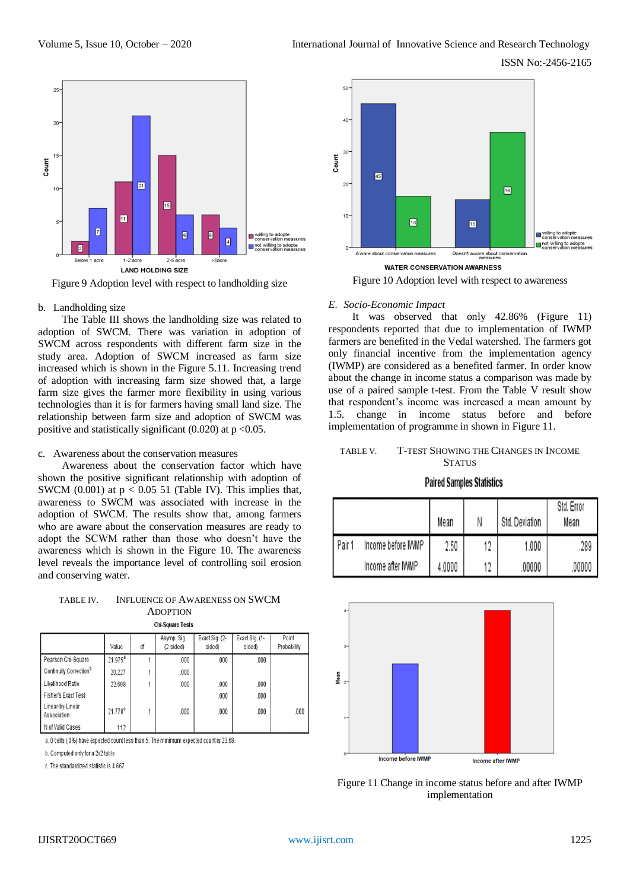Figure 9 Adoption level with respect to landholding size

b. Landholding size

The Table III shows the landholding size was related to adoption of SWCM. There was variation in adoption of SWCM across respondents with different farm size in the study area. Adoption of SWCM increased as farm size increased which is shown in the Figure 5.11. Increasing trend of adoption with increasing farm size showed that, a large farm size gives the farmer more flexibility in using various technologies than it is for farmers having small land size. The relationship between farm size and adoption of SWCM was positive and statistically significant (0.020) at p <0.05.

c. Awareness about the conservation measures

Awareness about the conservation factor which have shown the positive significant relationship with adoption of SWCM (0.001) at p < 0.05 51 (Table IV). This implies that, awareness to SWCM was associated with increase in the adoption of SWCM. The results show that, among farmers who are aware about the conservation measures are ready to adopt the SCWM rather than those who doesn't have the awareness which is shown in the Figure 10. The awareness level reveals the importance level of controlling soil erosion and conserving water.

TABLE IV. INFLUENCE OF AWARENESS ON SWCM ADOPTION

**Chi-Square Tests**

| | Value | df | Asymp. Sig. (2-sided) | Exact Sig. (2-sided) | Exact Sig. (1-sided) | Point Probability |
|---|---|---|---|---|---|---|
| Pearson Chi-Square | 21.975[a] | 1 | .000 | .000 | .000 | |
| Continuity Correction[b] | 20.227 | 1 | .000 | | | |
| Likelihood Ratio | 22.698 | 1 | .000 | .000 | .000 | |
| Fisher's Exact Test | | | | .000 | .000 | |
| Linear-by-Linear Association | 21.778[c] | 1 | .000 | .000 | .000 | .000 |
| N of Valid Cases | 112 | | | | | |

a. 0 cells (.0%) have expected count less than 5. The minimum expected count is 23.68.

b. Computed only for a 2x2 table

c. The standardized statistic is 4.667.

Figure 10 Adoption level with respect to awareness

*E. Socio-Economic Impact*

It was observed that only 42.86% (Figure 11) respondents reported that due to implementation of IWMP farmers are benefited in the Vedal watershed. The farmers got only financial incentive from the implementation agency (IWMP) are considered as a benefited farmer. In order know about the change in income status a comparison was made by use of a paired sample t-test. From the Table V result show that respondent's income was increased a mean amount by 1.5. change in income status before and before implementation of programme in shown in Figure 11.

TABLE V. T-TEST SHOWING THE CHANGES IN INCOME STATUS

**Paired Samples Statistics**

| | | Mean | N | Std. Deviation | Std. Error Mean |
|---|---|---|---|---|---|
| Pair 1 | Income before IWMP | 2.50 | 12 | 1.000 | .289 |
| | Income after IWMP | 4.0000 | 12 | .00000 | .00000 |

Figure 11 Change in income status before and after IWMP implementation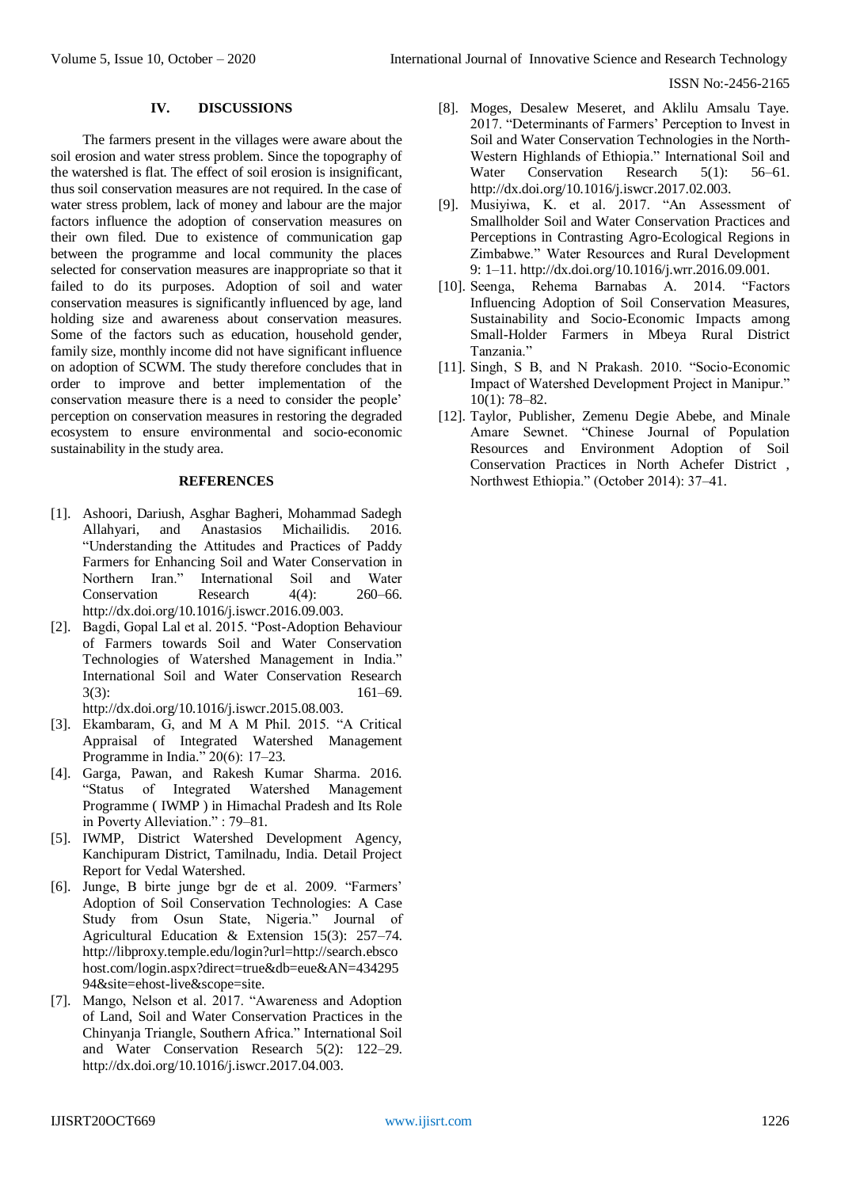## IV. DISCUSSIONS

The farmers present in the villages were aware about the soil erosion and water stress problem. Since the topography of the watershed is flat. The effect of soil erosion is insignificant, thus soil conservation measures are not required. In the case of water stress problem, lack of money and labour are the major factors influence the adoption of conservation measures on their own filed. Due to existence of communication gap between the programme and local community the places selected for conservation measures are inappropriate so that it failed to do its purposes. Adoption of soil and water conservation measures is significantly influenced by age, land holding size and awareness about conservation measures. Some of the factors such as education, household gender, family size, monthly income did not have significant influence on adoption of SCWM. The study therefore concludes that in order to improve and better implementation of the conservation measure there is a need to consider the people' perception on conservation measures in restoring the degraded ecosystem to ensure environmental and socio-economic sustainability in the study area.

## REFERENCES

[1]. Ashoori, Dariush, Asghar Bagheri, Mohammad Sadegh Allahyari, and Anastasios Michailidis. 2016. "Understanding the Attitudes and Practices of Paddy Farmers for Enhancing Soil and Water Conservation in Northern Iran." International Soil and Water Conservation Research 4(4): 260–66. http://dx.doi.org/10.1016/j.iswcr.2016.09.003.

[2]. Bagdi, Gopal Lal et al. 2015. "Post-Adoption Behaviour of Farmers towards Soil and Water Conservation Technologies of Watershed Management in India." International Soil and Water Conservation Research 3(3): 161–69. http://dx.doi.org/10.1016/j.iswcr.2015.08.003.

[3]. Ekambaram, G, and M A M Phil. 2015. "A Critical Appraisal of Integrated Watershed Management Programme in India." 20(6): 17–23.

[4]. Garga, Pawan, and Rakesh Kumar Sharma. 2016. "Status of Integrated Watershed Management Programme ( IWMP ) in Himachal Pradesh and Its Role in Poverty Alleviation." : 79–81.

[5]. IWMP, District Watershed Development Agency, Kanchipuram District, Tamilnadu, India. Detail Project Report for Vedal Watershed.

[6]. Junge, B birte junge bgr de et al. 2009. "Farmers' Adoption of Soil Conservation Technologies: A Case Study from Osun State, Nigeria." Journal of Agricultural Education & Extension 15(3): 257–74. http://libproxy.temple.edu/login?url=http://search.ebscohost.com/login.aspx?direct=true&db=eue&AN=43429594&site=ehost-live&scope=site.

[7]. Mango, Nelson et al. 2017. "Awareness and Adoption of Land, Soil and Water Conservation Practices in the Chinyanja Triangle, Southern Africa." International Soil and Water Conservation Research 5(2): 122–29. http://dx.doi.org/10.1016/j.iswcr.2017.04.003.

[8]. Moges, Desalew Meseret, and Aklilu Amsalu Taye. 2017. "Determinants of Farmers' Perception to Invest in Soil and Water Conservation Technologies in the North-Western Highlands of Ethiopia." International Soil and Water Conservation Research 5(1): 56–61. http://dx.doi.org/10.1016/j.iswcr.2017.02.003.

[9]. Musiyiwa, K. et al. 2017. "An Assessment of Smallholder Soil and Water Conservation Practices and Perceptions in Contrasting Agro-Ecological Regions in Zimbabwe." Water Resources and Rural Development 9: 1–11. http://dx.doi.org/10.1016/j.wrr.2016.09.001.

[10]. Seenga, Rehema Barnabas A. 2014. "Factors Influencing Adoption of Soil Conservation Measures, Sustainability and Socio-Economic Impacts among Small-Holder Farmers in Mbeya Rural District Tanzania."

[11]. Singh, S B, and N Prakash. 2010. "Socio-Economic Impact of Watershed Development Project in Manipur." 10(1): 78–82.

[12]. Taylor, Publisher, Zemenu Degie Abebe, and Minale Amare Sewnet. "Chinese Journal of Population Resources and Environment Adoption of Soil Conservation Practices in North Achefer District , Northwest Ethiopia." (October 2014): 37–41.